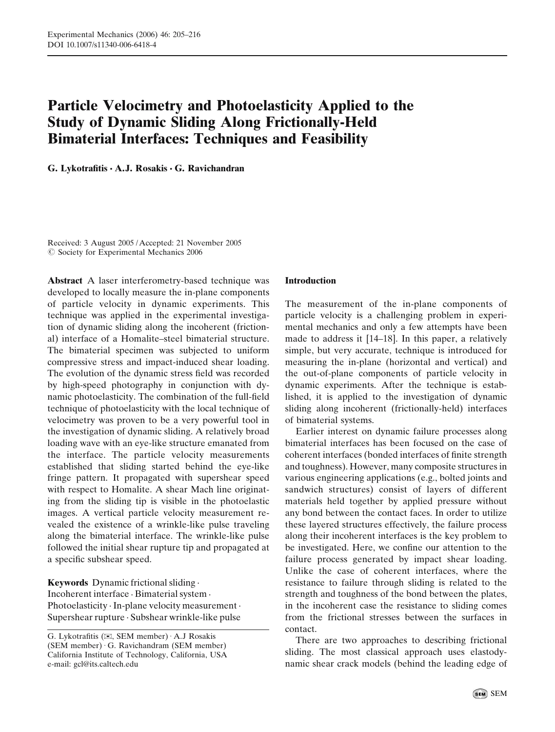# Particle Velocimetry and Photoelasticity Applied to the Study of Dynamic Sliding Along Frictionally-Held Bimaterial Interfaces: Techniques and Feasibility

**G. Lykotrafitis · A.J. Rosakis · G. Ravichandran**

Received: 3 August 2005 / Accepted: 21 November 2005
© Society for Experimental Mechanics 2006

**Abstract** A laser interferometry-based technique was developed to locally measure the in-plane components of particle velocity in dynamic experiments. This technique was applied in the experimental investigation of dynamic sliding along the incoherent (frictional) interface of a Homalite–steel bimaterial structure. The bimaterial specimen was subjected to uniform compressive stress and impact-induced shear loading. The evolution of the dynamic stress field was recorded by high-speed photography in conjunction with dynamic photoelasticity. The combination of the full-field technique of photoelasticity with the local technique of velocimetry was proven to be a very powerful tool in the investigation of dynamic sliding. A relatively broad loading wave with an eye-like structure emanated from the interface. The particle velocity measurements established that sliding started behind the eye-like fringe pattern. It propagated with supershear speed with respect to Homalite. A shear Mach line originating from the sliding tip is visible in the photoelastic images. A vertical particle velocity measurement revealed the existence of a wrinkle-like pulse traveling along the bimaterial interface. The wrinkle-like pulse followed the initial shear rupture tip and propagated at a specific subshear speed.

**Keywords** Dynamic frictional sliding · Incoherent interface · Bimaterial system · Photoelasticity · In-plane velocity measurement · Supershear rupture · Subshear wrinkle-like pulse

G. Lykotrafitis (✉, SEM member) · A.J Rosakis (SEM member) · G. Ravichandran (SEM member)
California Institute of Technology, California, USA
e-mail: gcl@its.caltech.edu

## Introduction

The measurement of the in-plane components of particle velocity is a challenging problem in experimental mechanics and only a few attempts have been made to address it [14–18]. In this paper, a relatively simple, but very accurate, technique is introduced for measuring the in-plane (horizontal and vertical) and the out-of-plane components of particle velocity in dynamic experiments. After the technique is established, it is applied to the investigation of dynamic sliding along incoherent (frictionally-held) interfaces of bimaterial systems.

Earlier interest on dynamic failure processes along bimaterial interfaces has been focused on the case of coherent interfaces (bonded interfaces of finite strength and toughness). However, many composite structures in various engineering applications (e.g., bolted joints and sandwich structures) consist of layers of different materials held together by applied pressure without any bond between the contact faces. In order to utilize these layered structures effectively, the failure process along their incoherent interfaces is the key problem to be investigated. Here, we confine our attention to the failure process generated by impact shear loading. Unlike the case of coherent interfaces, where the resistance to failure through sliding is related to the strength and toughness of the bond between the plates, in the incoherent case the resistance to sliding comes from the frictional stresses between the surfaces in contact.

There are two approaches to describing frictional sliding. The most classical approach uses elastodynamic shear crack models (behind the leading edge of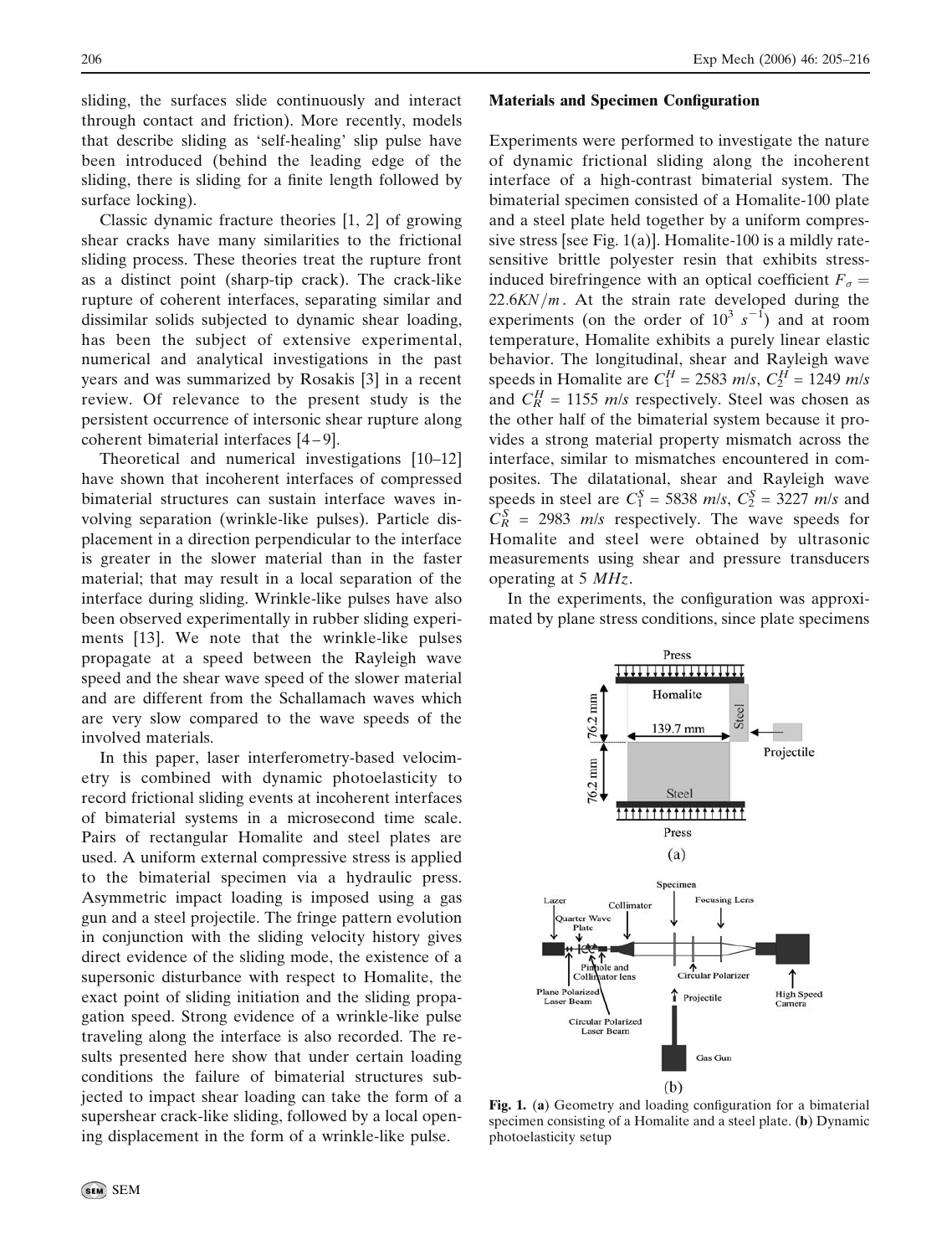sliding, the surfaces slide continuously and interact through contact and friction). More recently, models that describe sliding as 'self-healing' slip pulse have been introduced (behind the leading edge of the sliding, there is sliding for a finite length followed by surface locking).

Classic dynamic fracture theories [1, 2] of growing shear cracks have many similarities to the frictional sliding process. These theories treat the rupture front as a distinct point (sharp-tip crack). The crack-like rupture of coherent interfaces, separating similar and dissimilar solids subjected to dynamic shear loading, has been the subject of extensive experimental, numerical and analytical investigations in the past years and was summarized by Rosakis [3] in a recent review. Of relevance to the present study is the persistent occurrence of intersonic shear rupture along coherent bimaterial interfaces [4–9].

Theoretical and numerical investigations [10–12] have shown that incoherent interfaces of compressed bimaterial structures can sustain interface waves involving separation (wrinkle-like pulses). Particle displacement in a direction perpendicular to the interface is greater in the slower material than in the faster material; that may result in a local separation of the interface during sliding. Wrinkle-like pulses have also been observed experimentally in rubber sliding experiments [13]. We note that the wrinkle-like pulses propagate at a speed between the Rayleigh wave speed and the shear wave speed of the slower material and are different from the Schallamach waves which are very slow compared to the wave speeds of the involved materials.

In this paper, laser interferometry-based velocimetry is combined with dynamic photoelasticity to record frictional sliding events at incoherent interfaces of bimaterial systems in a microsecond time scale. Pairs of rectangular Homalite and steel plates are used. A uniform external compressive stress is applied to the bimaterial specimen via a hydraulic press. Asymmetric impact loading is imposed using a gas gun and a steel projectile. The fringe pattern evolution in conjunction with the sliding velocity history gives direct evidence of the sliding mode, the existence of a supersonic disturbance with respect to Homalite, the exact point of sliding initiation and the sliding propagation speed. Strong evidence of a wrinkle-like pulse traveling along the interface is also recorded. The results presented here show that under certain loading conditions the failure of bimaterial structures subjected to impact shear loading can take the form of a supershear crack-like sliding, followed by a local opening displacement in the form of a wrinkle-like pulse.

## Materials and Specimen Configuration

Experiments were performed to investigate the nature of dynamic frictional sliding along the incoherent interface of a high-contrast bimaterial system. The bimaterial specimen consisted of a Homalite-100 plate and a steel plate held together by a uniform compressive stress [see Fig. 1(a)]. Homalite-100 is a mildly rate-sensitive brittle polyester resin that exhibits stress-induced birefringence with an optical coefficient $F_\sigma = 22.6 KN/m$. At the strain rate developed during the experiments (on the order of $10^3\ s^{-1}$) and at room temperature, Homalite exhibits a purely linear elastic behavior. The longitudinal, shear and Rayleigh wave speeds in Homalite are $C_1^H = 2583\ m/s$, $C_2^H = 1249\ m/s$ and $C_R^H = 1155\ m/s$ respectively. Steel was chosen as the other half of the bimaterial system because it provides a strong material property mismatch across the interface, similar to mismatches encountered in composites. The dilatational, shear and Rayleigh wave speeds in steel are $C_1^S = 5838\ m/s$, $C_2^S = 3227\ m/s$ and $C_R^S = 2983\ m/s$ respectively. The wave speeds for Homalite and steel were obtained by ultrasonic measurements using shear and pressure transducers operating at 5 $MHz$.

In the experiments, the configuration was approximated by plane stress conditions, since plate specimens

Press
Homalite
Steel
76.2 mm
139.7 mm
Projectile
76.2 mm
Steel
Press
(a)

Lazer
Quarter Wave Plate
Collimator
Specimen
Focusing Lens
Pinhole and Collimator lens
Circular Polarizer
Plane Polarized Laser Beam
Projectile
High Speed Camera
Circular Polarized Laser Beam
Gas Gun
(b)

**Fig. 1.** (**a**) Geometry and loading configuration for a bimaterial specimen consisting of a Homalite and a steel plate. (**b**) Dynamic photoelasticity setup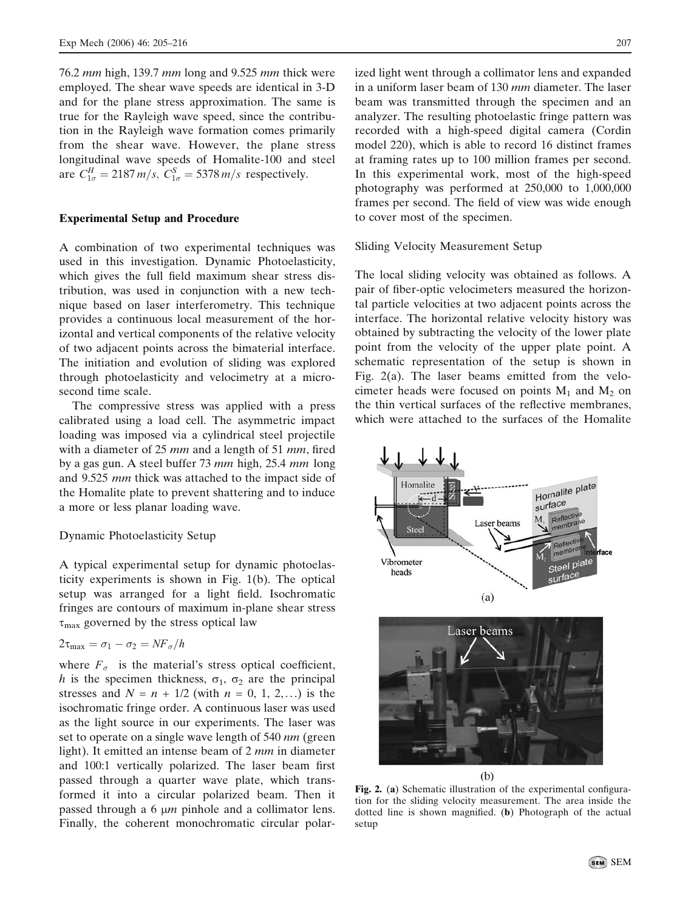76.2 *mm* high, 139.7 *mm* long and 9.525 *mm* thick were employed. The shear wave speeds are identical in 3-D and for the plane stress approximation. The same is true for the Rayleigh wave speed, since the contribution in the Rayleigh wave formation comes primarily from the shear wave. However, the plane stress longitudinal wave speeds of Homalite-100 and steel are $C^H_{1\sigma} = 2187\,m/s$, $C^S_{1\sigma} = 5378\,m/s$ respectively.

## Experimental Setup and Procedure

A combination of two experimental techniques was used in this investigation. Dynamic Photoelasticity, which gives the full field maximum shear stress distribution, was used in conjunction with a new technique based on laser interferometry. This technique provides a continuous local measurement of the horizontal and vertical components of the relative velocity of two adjacent points across the bimaterial interface. The initiation and evolution of sliding was explored through photoelasticity and velocimetry at a microsecond time scale.

The compressive stress was applied with a press calibrated using a load cell. The asymmetric impact loading was imposed via a cylindrical steel projectile with a diameter of 25 *mm* and a length of 51 *mm*, fired by a gas gun. A steel buffer 73 *mm* high, 25.4 *mm* long and 9.525 *mm* thick was attached to the impact side of the Homalite plate to prevent shattering and to induce a more or less planar loading wave.

### Dynamic Photoelasticity Setup

A typical experimental setup for dynamic photoelasticity experiments is shown in Fig. 1(b). The optical setup was arranged for a light field. Isochromatic fringes are contours of maximum in-plane shear stress $\tau_{max}$ governed by the stress optical law

$$2\tau_{max} = \sigma_1 - \sigma_2 = NF_\sigma/h$$

where $F_\sigma$ is the material's stress optical coefficient, $h$ is the specimen thickness, $\sigma_1$, $\sigma_2$ are the principal stresses and $N = n + 1/2$ (with $n = 0, 1, 2,\ldots$) is the isochromatic fringe order. A continuous laser was used as the light source in our experiments. The laser was set to operate on a single wave length of 540 *nm* (green light). It emitted an intense beam of 2 *mm* in diameter and 100:1 vertically polarized. The laser beam first passed through a quarter wave plate, which transformed it into a circular polarized beam. Then it passed through a 6 $\mu m$ pinhole and a collimator lens. Finally, the coherent monochromatic circular polarized light went through a collimator lens and expanded in a uniform laser beam of 130 *mm* diameter. The laser beam was transmitted through the specimen and an analyzer. The resulting photoelastic fringe pattern was recorded with a high-speed digital camera (Cordin model 220), which is able to record 16 distinct frames at framing rates up to 100 million frames per second. In this experimental work, most of the high-speed photography was performed at 250,000 to 1,000,000 frames per second. The field of view was wide enough to cover most of the specimen.

### Sliding Velocity Measurement Setup

The local sliding velocity was obtained as follows. A pair of fiber-optic velocimeters measured the horizontal particle velocities at two adjacent points across the interface. The horizontal relative velocity history was obtained by subtracting the velocity of the lower plate point from the velocity of the upper plate point. A schematic representation of the setup is shown in Fig. 2(a). The laser beams emitted from the velocimeter heads were focused on points $M_1$ and $M_2$ on the thin vertical surfaces of the reflective membranes, which were attached to the surfaces of the Homalite

**Fig. 2.** (**a**) Schematic illustration of the experimental configuration for the sliding velocity measurement. The area inside the dotted line is shown magnified. (**b**) Photograph of the actual setup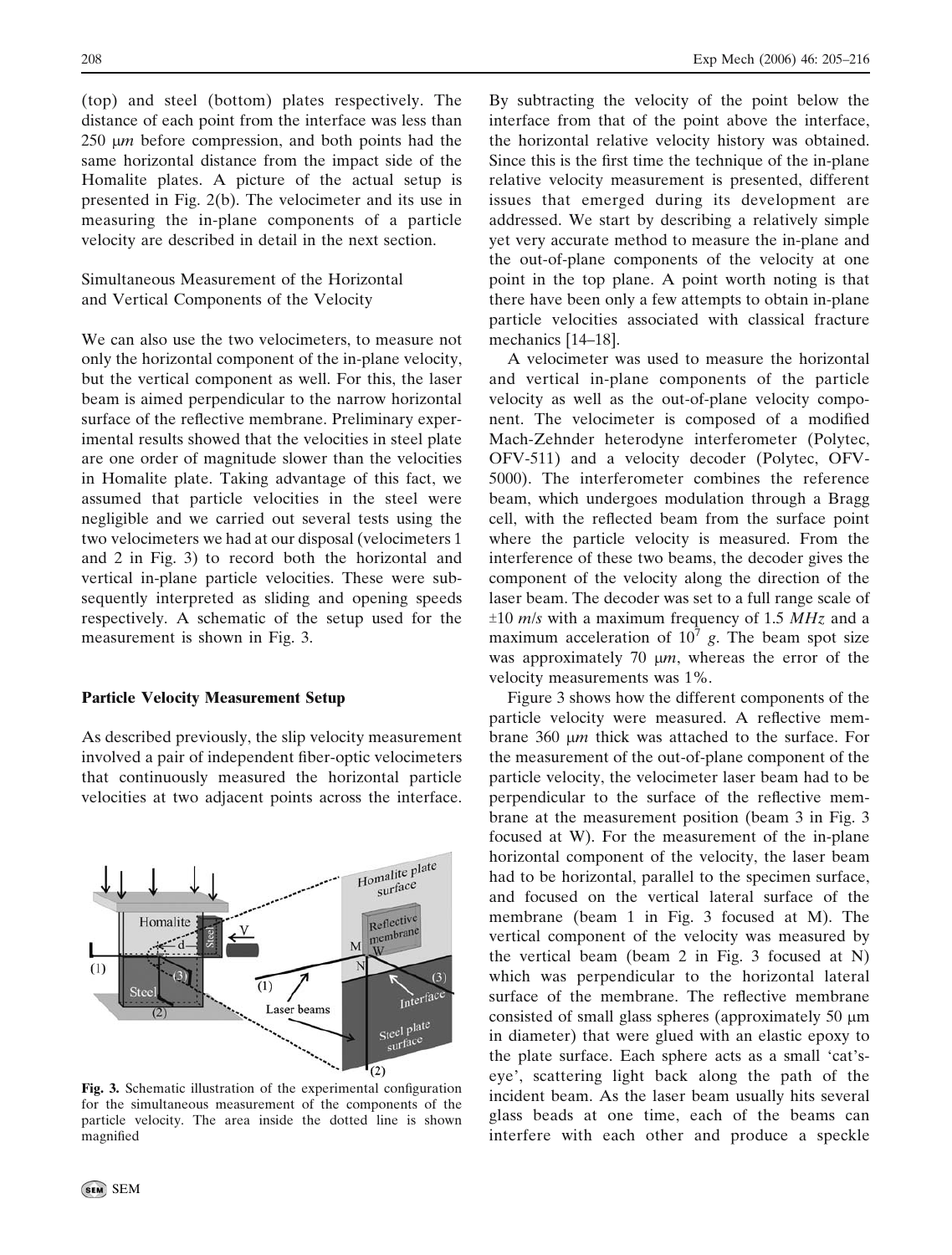(top) and steel (bottom) plates respectively. The distance of each point from the interface was less than 250 μ*m* before compression, and both points had the same horizontal distance from the impact side of the Homalite plates. A picture of the actual setup is presented in Fig. 2(b). The velocimeter and its use in measuring the in-plane components of a particle velocity are described in detail in the next section.

### Simultaneous Measurement of the Horizontal and Vertical Components of the Velocity

We can also use the two velocimeters, to measure not only the horizontal component of the in-plane velocity, but the vertical component as well. For this, the laser beam is aimed perpendicular to the narrow horizontal surface of the reflective membrane. Preliminary experimental results showed that the velocities in steel plate are one order of magnitude slower than the velocities in Homalite plate. Taking advantage of this fact, we assumed that particle velocities in the steel were negligible and we carried out several tests using the two velocimeters we had at our disposal (velocimeters 1 and 2 in Fig. 3) to record both the horizontal and vertical in-plane particle velocities. These were subsequently interpreted as sliding and opening speeds respectively. A schematic of the setup used for the measurement is shown in Fig. 3.

## Particle Velocity Measurement Setup

As described previously, the slip velocity measurement involved a pair of independent fiber-optic velocimeters that continuously measured the horizontal particle velocities at two adjacent points across the interface.

Homalite plate surface
Reflective membrane
Homalite
Steel
V
d
M
W
N
(1)
(2)
(3)
Steel
Laser beams
Interface
Steel plate surface

**Fig. 3.** Schematic illustration of the experimental configuration for the simultaneous measurement of the components of the particle velocity. The area inside the dotted line is shown magnified

By subtracting the velocity of the point below the interface from that of the point above the interface, the horizontal relative velocity history was obtained. Since this is the first time the technique of the in-plane relative velocity measurement is presented, different issues that emerged during its development are addressed. We start by describing a relatively simple yet very accurate method to measure the in-plane and the out-of-plane components of the velocity at one point in the top plane. A point worth noting is that there have been only a few attempts to obtain in-plane particle velocities associated with classical fracture mechanics [14–18].

A velocimeter was used to measure the horizontal and vertical in-plane components of the particle velocity as well as the out-of-plane velocity component. The velocimeter is composed of a modified Mach-Zehnder heterodyne interferometer (Polytec, OFV-511) and a velocity decoder (Polytec, OFV-5000). The interferometer combines the reference beam, which undergoes modulation through a Bragg cell, with the reflected beam from the surface point where the particle velocity is measured. From the interference of these two beams, the decoder gives the component of the velocity along the direction of the laser beam. The decoder was set to a full range scale of ±10 *m/s* with a maximum frequency of 1.5 *MHz* and a maximum acceleration of $10^7$ *g*. The beam spot size was approximately 70 μ*m*, whereas the error of the velocity measurements was 1%.

Figure 3 shows how the different components of the particle velocity were measured. A reflective membrane 360 μ*m* thick was attached to the surface. For the measurement of the out-of-plane component of the particle velocity, the velocimeter laser beam had to be perpendicular to the surface of the reflective membrane at the measurement position (beam 3 in Fig. 3 focused at W). For the measurement of the in-plane horizontal component of the velocity, the laser beam had to be horizontal, parallel to the specimen surface, and focused on the vertical lateral surface of the membrane (beam 1 in Fig. 3 focused at M). The vertical component of the velocity was measured by the vertical beam (beam 2 in Fig. 3 focused at N) which was perpendicular to the horizontal lateral surface of the membrane. The reflective membrane consisted of small glass spheres (approximately 50 μm in diameter) that were glued with an elastic epoxy to the plate surface. Each sphere acts as a small 'cat's-eye', scattering light back along the path of the incident beam. As the laser beam usually hits several glass beads at one time, each of the beams can interfere with each other and produce a speckle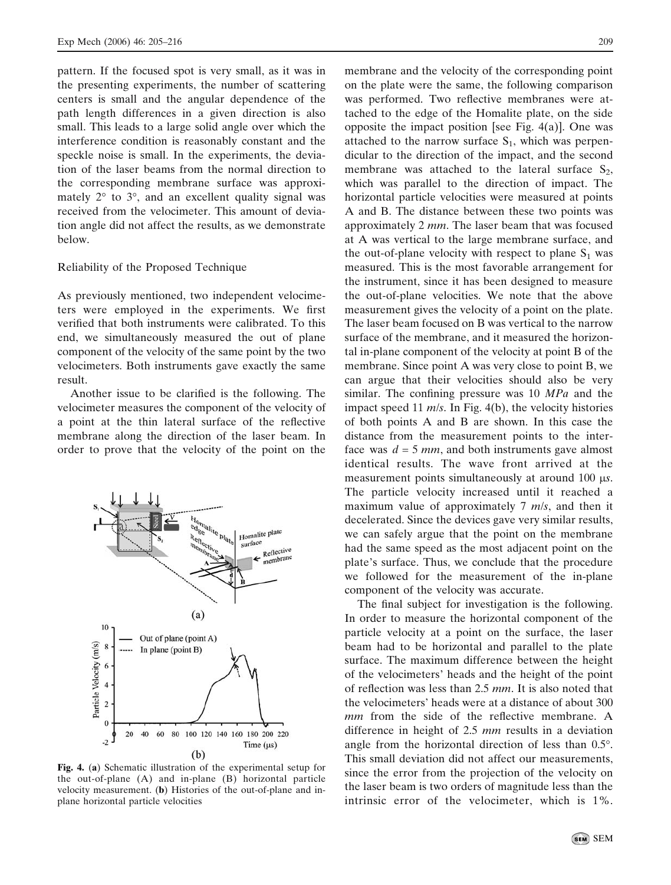pattern. If the focused spot is very small, as it was in the presenting experiments, the number of scattering centers is small and the angular dependence of the path length differences in a given direction is also small. This leads to a large solid angle over which the interference condition is reasonably constant and the speckle noise is small. In the experiments, the deviation of the laser beams from the normal direction to the corresponding membrane surface was approximately 2° to 3°, and an excellent quality signal was received from the velocimeter. This amount of deviation angle did not affect the results, as we demonstrate below.

## Reliability of the Proposed Technique

As previously mentioned, two independent velocimeters were employed in the experiments. We first verified that both instruments were calibrated. To this end, we simultaneously measured the out of plane component of the velocity of the same point by the two velocimeters. Both instruments gave exactly the same result.

Another issue to be clarified is the following. The velocimeter measures the component of the velocity of a point at the thin lateral surface of the reflective membrane along the direction of the laser beam. In order to prove that the velocity of the point on the membrane and the velocity of the corresponding point on the plate were the same, the following comparison was performed. Two reflective membranes were attached to the edge of the Homalite plate, on the side opposite the impact position [see Fig. 4(a)]. One was attached to the narrow surface $S_1$, which was perpendicular to the direction of the impact, and the second membrane was attached to the lateral surface $S_2$, which was parallel to the direction of impact. The horizontal particle velocities were measured at points A and B. The distance between these two points was approximately 2 *mm*. The laser beam that was focused at A was vertical to the large membrane surface, and the out-of-plane velocity with respect to plane $S_1$ was measured. This is the most favorable arrangement for the instrument, since it has been designed to measure the out-of-plane velocities. We note that the above measurement gives the velocity of a point on the plate. The laser beam focused on B was vertical to the narrow surface of the membrane, and it measured the horizontal in-plane component of the velocity at point B of the membrane. Since point A was very close to point B, we can argue that their velocities should also be very similar. The confining pressure was 10 *MPa* and the impact speed 11 *m*/*s*. In Fig. 4(b), the velocity histories of both points A and B are shown. In this case the distance from the measurement points to the interface was $d = 5$ *mm*, and both instruments gave almost identical results. The wave front arrived at the measurement points simultaneously at around 100 μ*s*. The particle velocity increased until it reached a maximum value of approximately 7 *m*/*s*, and then it decelerated. Since the devices gave very similar results, we can safely argue that the point on the membrane had the same speed as the most adjacent point on the plate's surface. Thus, we conclude that the procedure we followed for the measurement of the in-plane component of the velocity was accurate.

The final subject for investigation is the following. In order to measure the horizontal component of the particle velocity at a point on the surface, the laser beam had to be horizontal and parallel to the plate surface. The maximum difference between the height of the velocimeters' heads and the height of the point of reflection was less than 2.5 *mm*. It is also noted that the velocimeters' heads were at a distance of about 300 *mm* from the side of the reflective membrane. A difference in height of 2.5 *mm* results in a deviation angle from the horizontal direction of less than 0.5°. This small deviation did not affect our measurements, since the error from the projection of the velocity on the laser beam is two orders of magnitude less than the intrinsic error of the velocimeter, which is 1%.

**Fig. 4.** (**a**) Schematic illustration of the experimental setup for the out-of-plane (A) and in-plane (B) horizontal particle velocity measurement. (**b**) Histories of the out-of-plane and in-plane horizontal particle velocities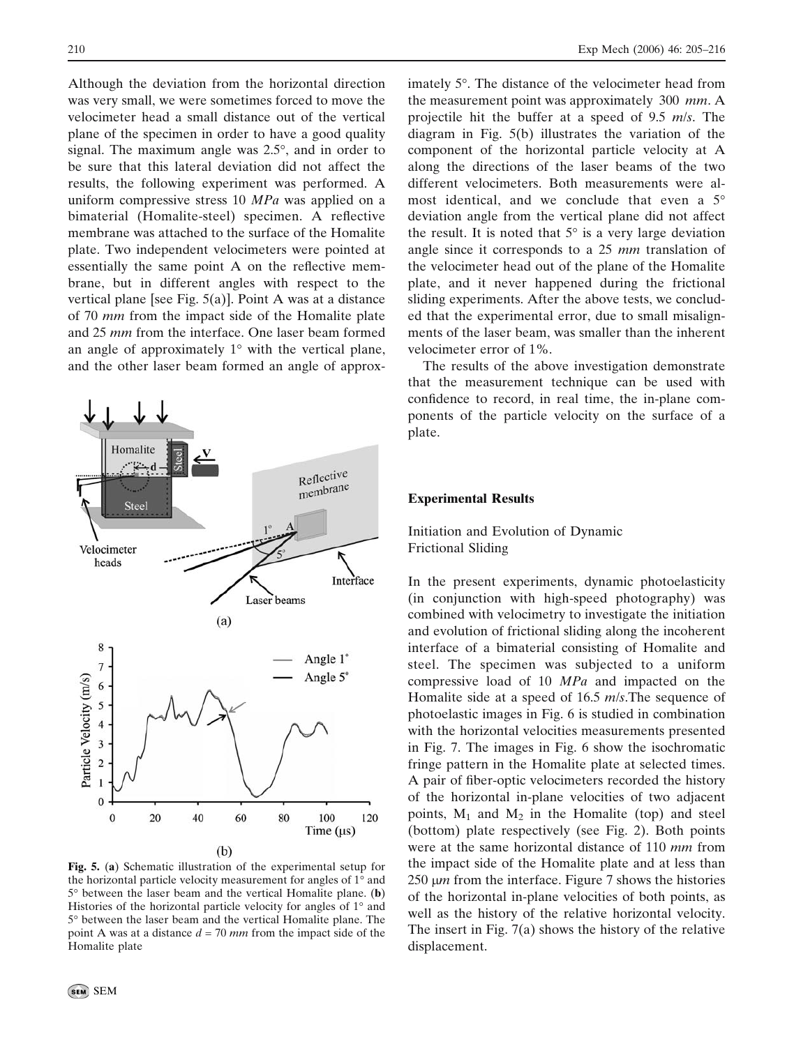Although the deviation from the horizontal direction was very small, we were sometimes forced to move the velocimeter head a small distance out of the vertical plane of the specimen in order to have a good quality signal. The maximum angle was 2.5°, and in order to be sure that this lateral deviation did not affect the results, the following experiment was performed. A uniform compressive stress 10 *MPa* was applied on a bimaterial (Homalite-steel) specimen. A reflective membrane was attached to the surface of the Homalite plate. Two independent velocimeters were pointed at essentially the same point A on the reflective membrane, but in different angles with respect to the vertical plane [see Fig. 5(a)]. Point A was at a distance of 70 *mm* from the impact side of the Homalite plate and 25 *mm* from the interface. One laser beam formed an angle of approximately 1° with the vertical plane, and the other laser beam formed an angle of approximately 5°. The distance of the velocimeter head from the measurement point was approximately 300 *mm*. A projectile hit the buffer at a speed of 9.5 *m/s*. The diagram in Fig. 5(b) illustrates the variation of the component of the horizontal particle velocity at A along the directions of the laser beams of the two different velocimeters. Both measurements were almost identical, and we conclude that even a 5° deviation angle from the vertical plane did not affect the result. It is noted that 5° is a very large deviation angle since it corresponds to a 25 *mm* translation of the velocimeter head out of the plane of the Homalite plate, and it never happened during the frictional sliding experiments. After the above tests, we concluded that the experimental error, due to small misalignments of the laser beam, was smaller than the inherent velocimeter error of 1%.

The results of the above investigation demonstrate that the measurement technique can be used with confidence to record, in real time, the in-plane components of the particle velocity on the surface of a plate.

**Fig. 5.** (**a**) Schematic illustration of the experimental setup for the horizontal particle velocity measurement for angles of 1° and 5° between the laser beam and the vertical Homalite plane. (**b**) Histories of the horizontal particle velocity for angles of 1° and 5° between the laser beam and the vertical Homalite plane. The point A was at a distance $d = 70$ *mm* from the impact side of the Homalite plate

## Experimental Results

### Initiation and Evolution of Dynamic Frictional Sliding

In the present experiments, dynamic photoelasticity (in conjunction with high-speed photography) was combined with velocimetry to investigate the initiation and evolution of frictional sliding along the incoherent interface of a bimaterial consisting of Homalite and steel. The specimen was subjected to a uniform compressive load of 10 *MPa* and impacted on the Homalite side at a speed of 16.5 *m/s*.The sequence of photoelastic images in Fig. 6 is studied in combination with the horizontal velocities measurements presented in Fig. 7. The images in Fig. 6 show the isochromatic fringe pattern in the Homalite plate at selected times. A pair of fiber-optic velocimeters recorded the history of the horizontal in-plane velocities of two adjacent points, $M_1$ and $M_2$ in the Homalite (top) and steel (bottom) plate respectively (see Fig. 2). Both points were at the same horizontal distance of 110 *mm* from the impact side of the Homalite plate and at less than 250 $\mu m$ from the interface. Figure 7 shows the histories of the horizontal in-plane velocities of both points, as well as the history of the relative horizontal velocity. The insert in Fig. 7(a) shows the history of the relative displacement.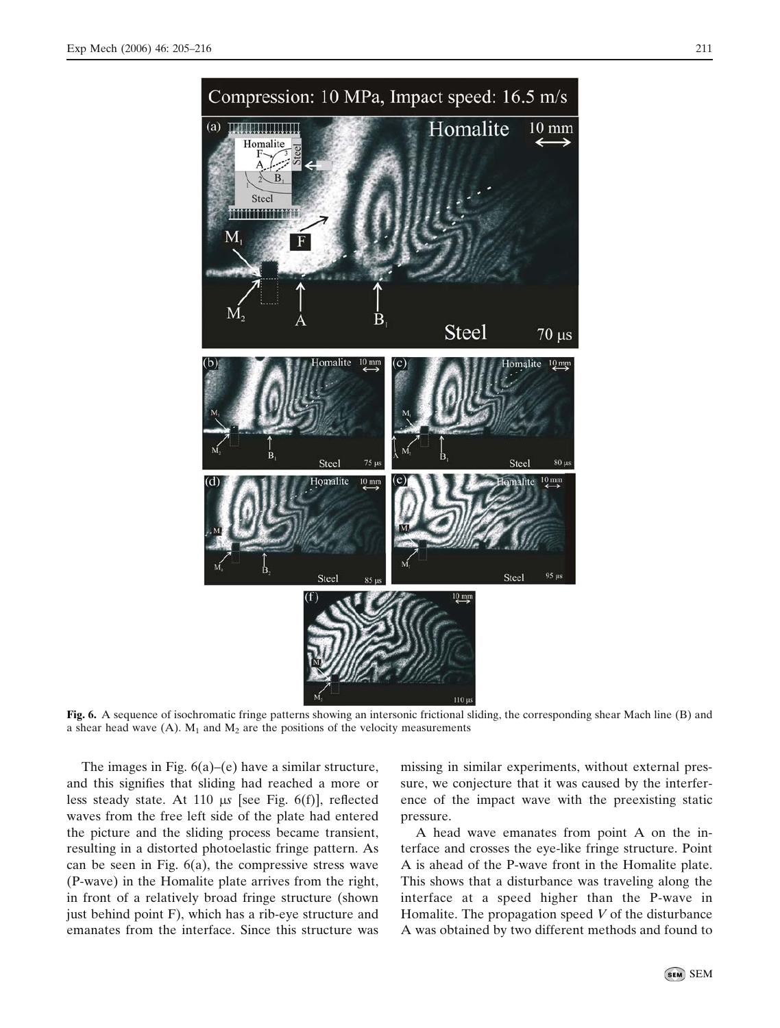**Fig. 6.** A sequence of isochromatic fringe patterns showing an intersonic frictional sliding, the corresponding shear Mach line (B) and a shear head wave (A). $M_1$ and $M_2$ are the positions of the velocity measurements

The images in Fig. 6(a)–(e) have a similar structure, and this signifies that sliding had reached a more or less steady state. At 110 μs [see Fig. 6(f)], reflected waves from the free left side of the plate had entered the picture and the sliding process became transient, resulting in a distorted photoelastic fringe pattern. As can be seen in Fig. 6(a), the compressive stress wave (P-wave) in the Homalite plate arrives from the right, in front of a relatively broad fringe structure (shown just behind point F), which has a rib-eye structure and emanates from the interface. Since this structure was missing in similar experiments, without external pressure, we conjecture that it was caused by the interference of the impact wave with the preexisting static pressure.

A head wave emanates from point A on the interface and crosses the eye-like fringe structure. Point A is ahead of the P-wave front in the Homalite plate. This shows that a disturbance was traveling along the interface at a speed higher than the P-wave in Homalite. The propagation speed $V$ of the disturbance A was obtained by two different methods and found to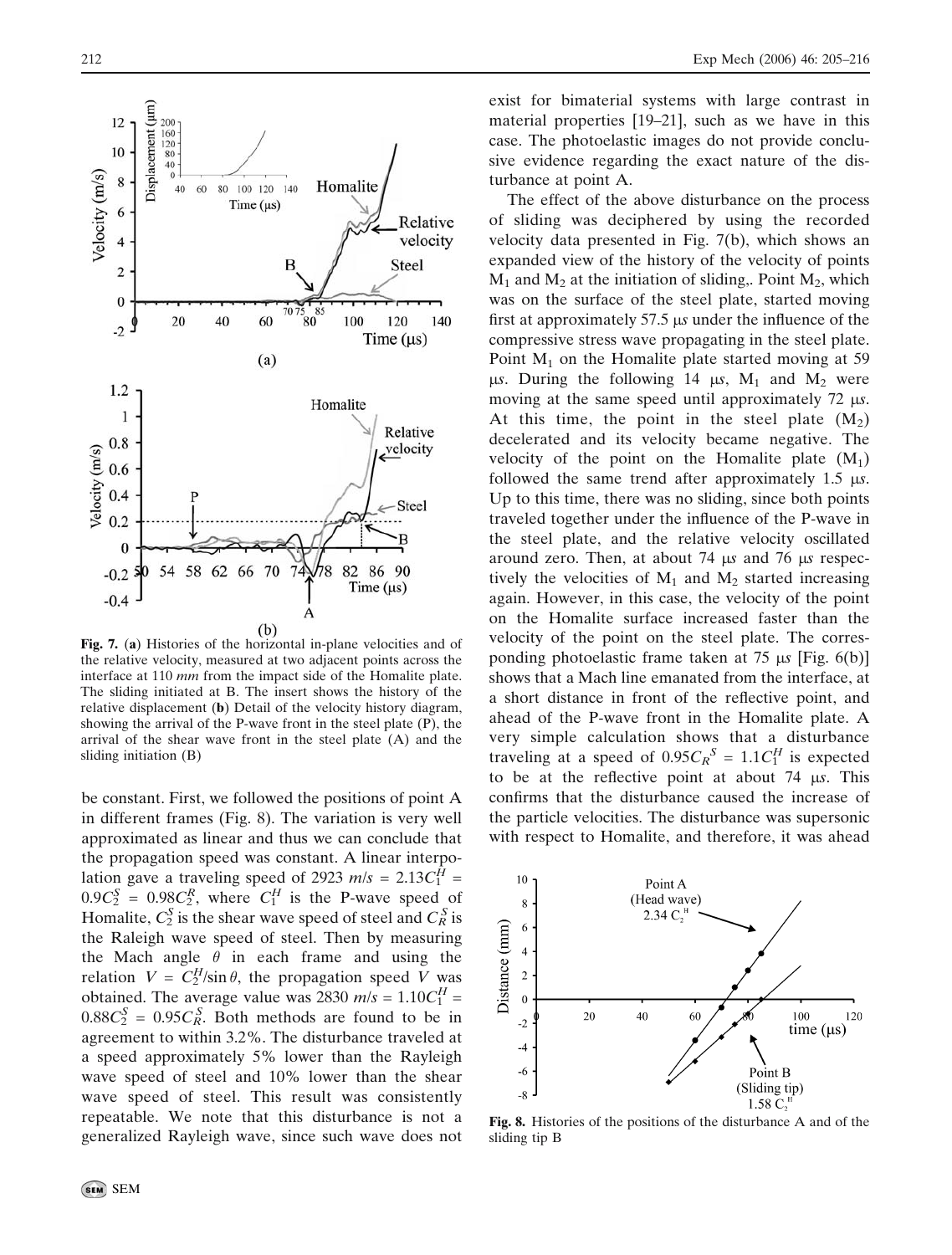Fig. 7. (a) Histories of the horizontal in-plane velocities and of the relative velocity, measured at two adjacent points across the interface at 110 *mm* from the impact side of the Homalite plate. The sliding initiated at B. The insert shows the history of the relative displacement (b) Detail of the velocity history diagram, showing the arrival of the P-wave front in the steel plate (P), the arrival of the shear wave front in the steel plate (A) and the sliding initiation (B)

be constant. First, we followed the positions of point A in different frames (Fig. 8). The variation is very well approximated as linear and thus we can conclude that the propagation speed was constant. A linear interpolation gave a traveling speed of 2923 $m/s = 2.13C_1^H = 0.9C_2^S = 0.98C_2^R$, where $C_1^H$ is the P-wave speed of Homalite, $C_2^S$ is the shear wave speed of steel and $C_R^S$ is the Raleigh wave speed of steel. Then by measuring the Mach angle $\theta$ in each frame and using the relation $V = C_2^H/\sin\theta$, the propagation speed $V$ was obtained. The average value was 2830 $m/s = 1.10C_1^H = 0.88C_2^S = 0.95C_R^S$. Both methods are found to be in agreement to within 3.2%. The disturbance traveled at a speed approximately 5% lower than the Rayleigh wave speed of steel and 10% lower than the shear wave speed of steel. This result was consistently repeatable. We note that this disturbance is not a generalized Rayleigh wave, since such wave does not exist for bimaterial systems with large contrast in material properties [19–21], such as we have in this case. The photoelastic images do not provide conclusive evidence regarding the exact nature of the disturbance at point A.

The effect of the above disturbance on the process of sliding was deciphered by using the recorded velocity data presented in Fig. 7(b), which shows an expanded view of the history of the velocity of points $M_1$ and $M_2$ at the initiation of sliding,. Point $M_2$, which was on the surface of the steel plate, started moving first at approximately 57.5 μs under the influence of the compressive stress wave propagating in the steel plate. Point $M_1$ on the Homalite plate started moving at 59 μs. During the following 14 μs, $M_1$ and $M_2$ were moving at the same speed until approximately 72 μs. At this time, the point in the steel plate ($M_2$) decelerated and its velocity became negative. The velocity of the point on the Homalite plate ($M_1$) followed the same trend after approximately 1.5 μs. Up to this time, there was no sliding, since both points traveled together under the influence of the P-wave in the steel plate, and the relative velocity oscillated around zero. Then, at about 74 μs and 76 μs respectively the velocities of $M_1$ and $M_2$ started increasing again. However, in this case, the velocity of the point on the Homalite surface increased faster than the velocity of the point on the steel plate. The corresponding photoelastic frame taken at 75 μs [Fig. 6(b)] shows that a Mach line emanated from the interface, at a short distance in front of the reflective point, and ahead of the P-wave front in the Homalite plate. A very simple calculation shows that a disturbance traveling at a speed of $0.95C_R^S = 1.1C_1^H$ is expected to be at the reflective point at about 74 μs. This confirms that the disturbance caused the increase of the particle velocities. The disturbance was supersonic with respect to Homalite, and therefore, it was ahead

Fig. 8. Histories of the positions of the disturbance A and of the sliding tip B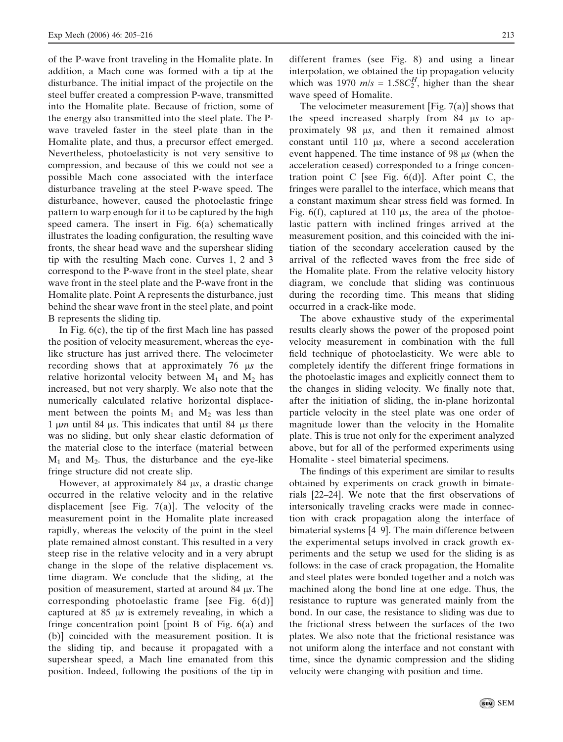of the P-wave front traveling in the Homalite plate. In addition, a Mach cone was formed with a tip at the disturbance. The initial impact of the projectile on the steel buffer created a compression P-wave, transmitted into the Homalite plate. Because of friction, some of the energy also transmitted into the steel plate. The P-wave traveled faster in the steel plate than in the Homalite plate, and thus, a precursor effect emerged. Nevertheless, photoelasticity is not very sensitive to compression, and because of this we could not see a possible Mach cone associated with the interface disturbance traveling at the steel P-wave speed. The disturbance, however, caused the photoelastic fringe pattern to warp enough for it to be captured by the high speed camera. The insert in Fig. 6(a) schematically illustrates the loading configuration, the resulting wave fronts, the shear head wave and the supershear sliding tip with the resulting Mach cone. Curves 1, 2 and 3 correspond to the P-wave front in the steel plate, shear wave front in the steel plate and the P-wave front in the Homalite plate. Point A represents the disturbance, just behind the shear wave front in the steel plate, and point B represents the sliding tip.

In Fig. 6(c), the tip of the first Mach line has passed the position of velocity measurement, whereas the eye-like structure has just arrived there. The velocimeter recording shows that at approximately 76 μs the relative horizontal velocity between $M_1$ and $M_2$ has increased, but not very sharply. We also note that the numerically calculated relative horizontal displacement between the points $M_1$ and $M_2$ was less than 1 μm until 84 μs. This indicates that until 84 μs there was no sliding, but only shear elastic deformation of the material close to the interface (material between $M_1$ and $M_2$. Thus, the disturbance and the eye-like fringe structure did not create slip.

However, at approximately 84 μs, a drastic change occurred in the relative velocity and in the relative displacement [see Fig. 7(a)]. The velocity of the measurement point in the Homalite plate increased rapidly, whereas the velocity of the point in the steel plate remained almost constant. This resulted in a very steep rise in the relative velocity and in a very abrupt change in the slope of the relative displacement vs. time diagram. We conclude that the sliding, at the position of measurement, started at around 84 μs. The corresponding photoelastic frame [see Fig. 6(d)] captured at 85 μs is extremely revealing, in which a fringe concentration point [point B of Fig. 6(a) and (b)] coincided with the measurement position. It is the sliding tip, and because it propagated with a supershear speed, a Mach line emanated from this position. Indeed, following the positions of the tip in different frames (see Fig. 8) and using a linear interpolation, we obtained the tip propagation velocity which was 1970 $m/s = 1.58C_2^H$, higher than the shear wave speed of Homalite.

The velocimeter measurement [Fig. 7(a)] shows that the speed increased sharply from 84 μs to approximately 98 μs, and then it remained almost constant until 110 μs, where a second acceleration event happened. The time instance of 98 μs (when the acceleration ceased) corresponded to a fringe concentration point C [see Fig. 6(d)]. After point C, the fringes were parallel to the interface, which means that a constant maximum shear stress field was formed. In Fig. 6(f), captured at 110 μs, the area of the photoelastic pattern with inclined fringes arrived at the measurement position, and this coincided with the initiation of the secondary acceleration caused by the arrival of the reflected waves from the free side of the Homalite plate. From the relative velocity history diagram, we conclude that sliding was continuous during the recording time. This means that sliding occurred in a crack-like mode.

The above exhaustive study of the experimental results clearly shows the power of the proposed point velocity measurement in combination with the full field technique of photoelasticity. We were able to completely identify the different fringe formations in the photoelastic images and explicitly connect them to the changes in sliding velocity. We finally note that, after the initiation of sliding, the in-plane horizontal particle velocity in the steel plate was one order of magnitude lower than the velocity in the Homalite plate. This is true not only for the experiment analyzed above, but for all of the performed experiments using Homalite - steel bimaterial specimens.

The findings of this experiment are similar to results obtained by experiments on crack growth in bimaterials [22–24]. We note that the first observations of intersonically traveling cracks were made in connection with crack propagation along the interface of bimaterial systems [4–9]. The main difference between the experimental setups involved in crack growth experiments and the setup we used for the sliding is as follows: in the case of crack propagation, the Homalite and steel plates were bonded together and a notch was machined along the bond line at one edge. Thus, the resistance to rupture was generated mainly from the bond. In our case, the resistance to sliding was due to the frictional stress between the surfaces of the two plates. We also note that the frictional resistance was not uniform along the interface and not constant with time, since the dynamic compression and the sliding velocity were changing with position and time.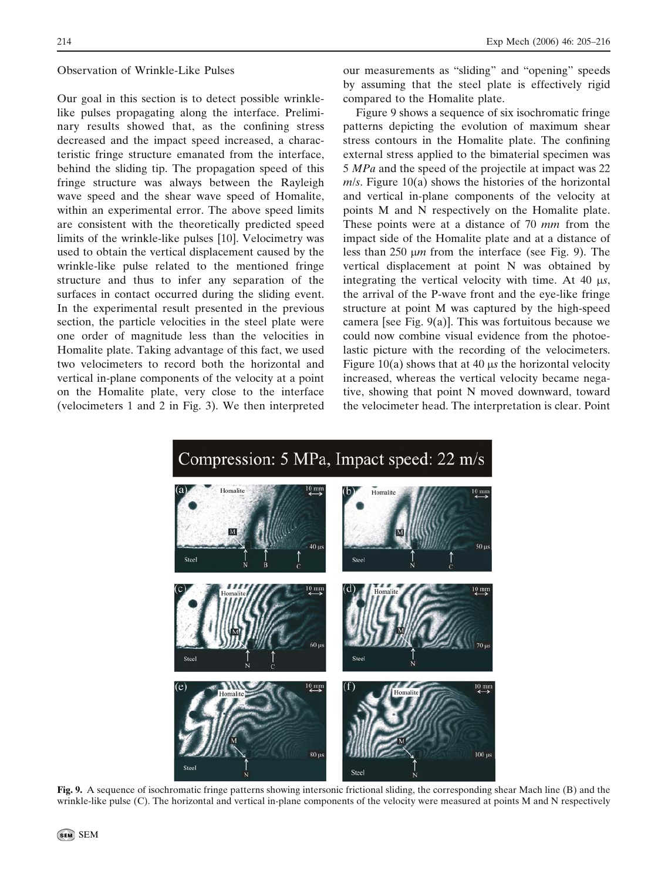Observation of Wrinkle-Like Pulses

Our goal in this section is to detect possible wrinkle-like pulses propagating along the interface. Preliminary results showed that, as the confining stress decreased and the impact speed increased, a characteristic fringe structure emanated from the interface, behind the sliding tip. The propagation speed of this fringe structure was always between the Rayleigh wave speed and the shear wave speed of Homalite, within an experimental error. The above speed limits are consistent with the theoretically predicted speed limits of the wrinkle-like pulses [10]. Velocimetry was used to obtain the vertical displacement caused by the wrinkle-like pulse related to the mentioned fringe structure and thus to infer any separation of the surfaces in contact occurred during the sliding event. In the experimental result presented in the previous section, the particle velocities in the steel plate were one order of magnitude less than the velocities in Homalite plate. Taking advantage of this fact, we used two velocimeters to record both the horizontal and vertical in-plane components of the velocity at a point on the Homalite plate, very close to the interface (velocimeters 1 and 2 in Fig. 3). We then interpreted our measurements as "sliding" and "opening" speeds by assuming that the steel plate is effectively rigid compared to the Homalite plate.

Figure 9 shows a sequence of six isochromatic fringe patterns depicting the evolution of maximum shear stress contours in the Homalite plate. The confining external stress applied to the bimaterial specimen was 5 *MPa* and the speed of the projectile at impact was 22 *m*/*s*. Figure 10(a) shows the histories of the horizontal and vertical in-plane components of the velocity at points M and N respectively on the Homalite plate. These points were at a distance of 70 *mm* from the impact side of the Homalite plate and at a distance of less than 250 μ*m* from the interface (see Fig. 9). The vertical displacement at point N was obtained by integrating the vertical velocity with time. At 40 μ*s*, the arrival of the P-wave front and the eye-like fringe structure at point M was captured by the high-speed camera [see Fig. 9(a)]. This was fortuitous because we could now combine visual evidence from the photoelastic picture with the recording of the velocimeters. Figure 10(a) shows that at 40 μ*s* the horizontal velocity increased, whereas the vertical velocity became negative, showing that point N moved downward, toward the velocimeter head. The interpretation is clear. Point

**Fig. 9.** A sequence of isochromatic fringe patterns showing intersonic frictional sliding, the corresponding shear Mach line (B) and the wrinkle-like pulse (C). The horizontal and vertical in-plane components of the velocity were measured at points M and N respectively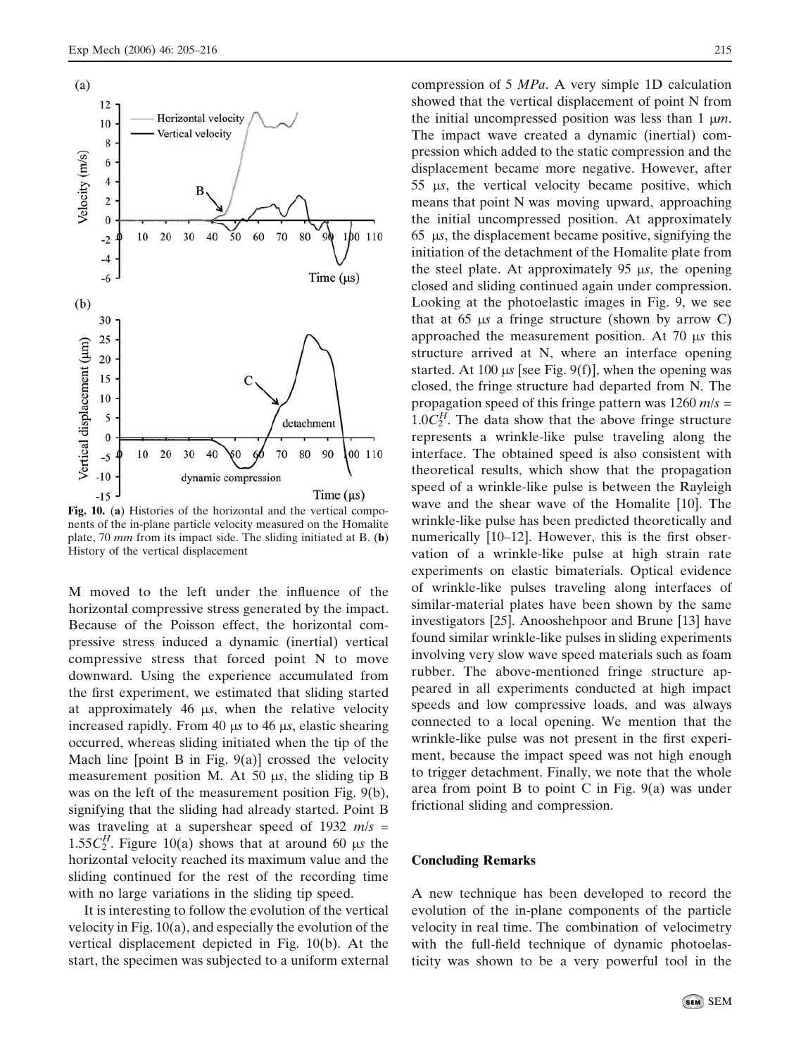Fig. 10. (a) Histories of the horizontal and the vertical components of the in-plane particle velocity measured on the Homalite plate, 70 *mm* from its impact side. The sliding initiated at B. (b) History of the vertical displacement

M moved to the left under the influence of the horizontal compressive stress generated by the impact. Because of the Poisson effect, the horizontal compressive stress induced a dynamic (inertial) vertical compressive stress that forced point N to move downward. Using the experience accumulated from the first experiment, we estimated that sliding started at approximately 46 $\mu s$, when the relative velocity increased rapidly. From 40 $\mu s$ to 46 $\mu s$, elastic shearing occurred, whereas sliding initiated when the tip of the Mach line [point B in Fig. 9(a)] crossed the velocity measurement position M. At 50 $\mu s$, the sliding tip B was on the left of the measurement position Fig. 9(b), signifying that the sliding had already started. Point B was traveling at a supershear speed of 1932 $m/s$ = $1.55C_2^H$. Figure 10(a) shows that at around 60 $\mu s$ the horizontal velocity reached its maximum value and the sliding continued for the rest of the recording time with no large variations in the sliding tip speed.

It is interesting to follow the evolution of the vertical velocity in Fig. 10(a), and especially the evolution of the vertical displacement depicted in Fig. 10(b). At the start, the specimen was subjected to a uniform external compression of 5 *MPa*. A very simple 1D calculation showed that the vertical displacement of point N from the initial uncompressed position was less than 1 $\mu m$. The impact wave created a dynamic (inertial) compression which added to the static compression and the displacement became more negative. However, after 55 $\mu s$, the vertical velocity became positive, which means that point N was moving upward, approaching the initial uncompressed position. At approximately 65 $\mu s$, the displacement became positive, signifying the initiation of the detachment of the Homalite plate from the steel plate. At approximately 95 $\mu s$, the opening closed and sliding continued again under compression. Looking at the photoelastic images in Fig. 9, we see that at 65 $\mu s$ a fringe structure (shown by arrow C) approached the measurement position. At 70 $\mu s$ this structure arrived at N, where an interface opening started. At 100 $\mu s$ [see Fig. 9(f)], when the opening was closed, the fringe structure had departed from N. The propagation speed of this fringe pattern was 1260 $m/s$ = $1.0C_2^H$. The data show that the above fringe structure represents a wrinkle-like pulse traveling along the interface. The obtained speed is also consistent with theoretical results, which show that the propagation speed of a wrinkle-like pulse is between the Rayleigh wave and the shear wave of the Homalite [10]. The wrinkle-like pulse has been predicted theoretically and numerically [10–12]. However, this is the first observation of a wrinkle-like pulse at high strain rate experiments on elastic bimaterials. Optical evidence of wrinkle-like pulses traveling along interfaces of similar-material plates have been shown by the same investigators [25]. Anooshehpoor and Brune [13] have found similar wrinkle-like pulses in sliding experiments involving very slow wave speed materials such as foam rubber. The above-mentioned fringe structure appeared in all experiments conducted at high impact speeds and low compressive loads, and was always connected to a local opening. We mention that the wrinkle-like pulse was not present in the first experiment, because the impact speed was not high enough to trigger detachment. Finally, we note that the whole area from point B to point C in Fig. 9(a) was under frictional sliding and compression.

## Concluding Remarks

A new technique has been developed to record the evolution of the in-plane components of the particle velocity in real time. The combination of velocimetry with the full-field technique of dynamic photoelasticity was shown to be a very powerful tool in the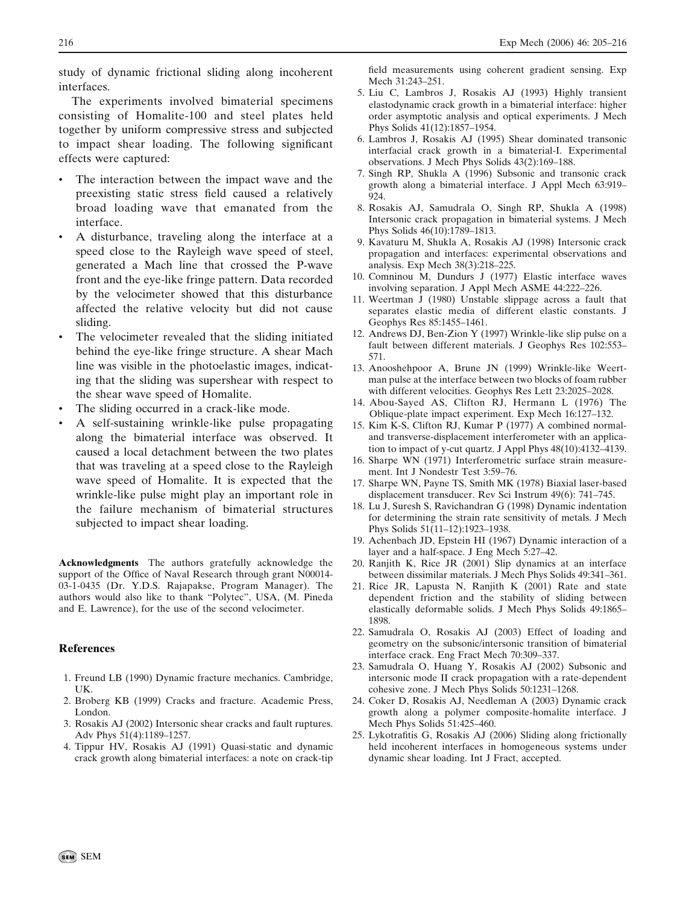study of dynamic frictional sliding along incoherent interfaces.

The experiments involved bimaterial specimens consisting of Homalite-100 and steel plates held together by uniform compressive stress and subjected to impact shear loading. The following significant effects were captured:

- The interaction between the impact wave and the preexisting static stress field caused a relatively broad loading wave that emanated from the interface.
- A disturbance, traveling along the interface at a speed close to the Rayleigh wave speed of steel, generated a Mach line that crossed the P-wave front and the eye-like fringe pattern. Data recorded by the velocimeter showed that this disturbance affected the relative velocity but did not cause sliding.
- The velocimeter revealed that the sliding initiated behind the eye-like fringe structure. A shear Mach line was visible in the photoelastic images, indicating that the sliding was supershear with respect to the shear wave speed of Homalite.
- The sliding occurred in a crack-like mode.
- A self-sustaining wrinkle-like pulse propagating along the bimaterial interface was observed. It caused a local detachment between the two plates that was traveling at a speed close to the Rayleigh wave speed of Homalite. It is expected that the wrinkle-like pulse might play an important role in the failure mechanism of bimaterial structures subjected to impact shear loading.

**Acknowledgments** The authors gratefully acknowledge the support of the Office of Naval Research through grant N00014-03-1-0435 (Dr. Y.D.S. Rajapakse, Program Manager). The authors would also like to thank "Polytec", USA, (M. Pineda and E. Lawrence), for the use of the second velocimeter.

## References

1. Freund LB (1990) Dynamic fracture mechanics. Cambridge, UK.
2. Broberg KB (1999) Cracks and fracture. Academic Press, London.
3. Rosakis AJ (2002) Intersonic shear cracks and fault ruptures. Adv Phys 51(4):1189–1257.
4. Tippur HV, Rosakis AJ (1991) Quasi-static and dynamic crack growth along bimaterial interfaces: a note on crack-tip field measurements using coherent gradient sensing. Exp Mech 31:243–251.
5. Liu C, Lambros J, Rosakis AJ (1993) Highly transient elastodynamic crack growth in a bimaterial interface: higher order asymptotic analysis and optical experiments. J Mech Phys Solids 41(12):1857–1954.
6. Lambros J, Rosakis AJ (1995) Shear dominated transonic interfacial crack growth in a bimaterial-I. Experimental observations. J Mech Phys Solids 43(2):169–188.
7. Singh RP, Shukla A (1996) Subsonic and transonic crack growth along a bimaterial interface. J Appl Mech 63:919–924.
8. Rosakis AJ, Samudrala O, Singh RP, Shukla A (1998) Intersonic crack propagation in bimaterial systems. J Mech Phys Solids 46(10):1789–1813.
9. Kavaturu M, Shukla A, Rosakis AJ (1998) Intersonic crack propagation and interfaces: experimental observations and analysis. Exp Mech 38(3):218–225.
10. Comninou M, Dundurs J (1977) Elastic interface waves involving separation. J Appl Mech ASME 44:222–226.
11. Weertman J (1980) Unstable slippage across a fault that separates elastic media of different elastic constants. J Geophys Res 85:1455–1461.
12. Andrews DJ, Ben-Zion Y (1997) Wrinkle-like slip pulse on a fault between different materials. J Geophys Res 102:553–571.
13. Anooshehpoor A, Brune JN (1999) Wrinkle-like Weertman pulse at the interface between two blocks of foam rubber with different velocities. Geophys Res Lett 23:2025–2028.
14. Abou-Sayed AS, Clifton RJ, Hermann L (1976) The Oblique-plate impact experiment. Exp Mech 16:127–132.
15. Kim K-S, Clifton RJ, Kumar P (1977) A combined normal- and transverse-displacement interferometer with an application to impact of y-cut quartz. J Appl Phys 48(10):4132–4139.
16. Sharpe WN (1971) Interferometric surface strain measurement. Int J Nondestr Test 3:59–76.
17. Sharpe WN, Payne TS, Smith MK (1978) Biaxial laser-based displacement transducer. Rev Sci Instrum 49(6): 741–745.
18. Lu J, Suresh S, Ravichandran G (1998) Dynamic indentation for determining the strain rate sensitivity of metals. J Mech Phys Solids 51(11–12):1923–1938.
19. Achenbach JD, Epstein HI (1967) Dynamic interaction of a layer and a half-space. J Eng Mech 5:27–42.
20. Ranjith K, Rice JR (2001) Slip dynamics at an interface between dissimilar materials. J Mech Phys Solids 49:341–361.
21. Rice JR, Lapusta N, Ranjith K (2001) Rate and state dependent friction and the stability of sliding between elastically deformable solids. J Mech Phys Solids 49:1865–1898.
22. Samudrala O, Rosakis AJ (2003) Effect of loading and geometry on the subsonic/intersonic transition of bimaterial interface crack. Eng Fract Mech 70:309–337.
23. Samudrala O, Huang Y, Rosakis AJ (2002) Subsonic and intersonic mode II crack propagation with a rate-dependent cohesive zone. J Mech Phys Solids 50:1231–1268.
24. Coker D, Rosakis AJ, Needleman A (2003) Dynamic crack growth along a polymer composite-homalite interface. J Mech Phys Solids 51:425–460.
25. Lykotrafitis G, Rosakis AJ (2006) Sliding along frictionally held incoherent interfaces in homogeneous systems under dynamic shear loading. Int J Fract, accepted.